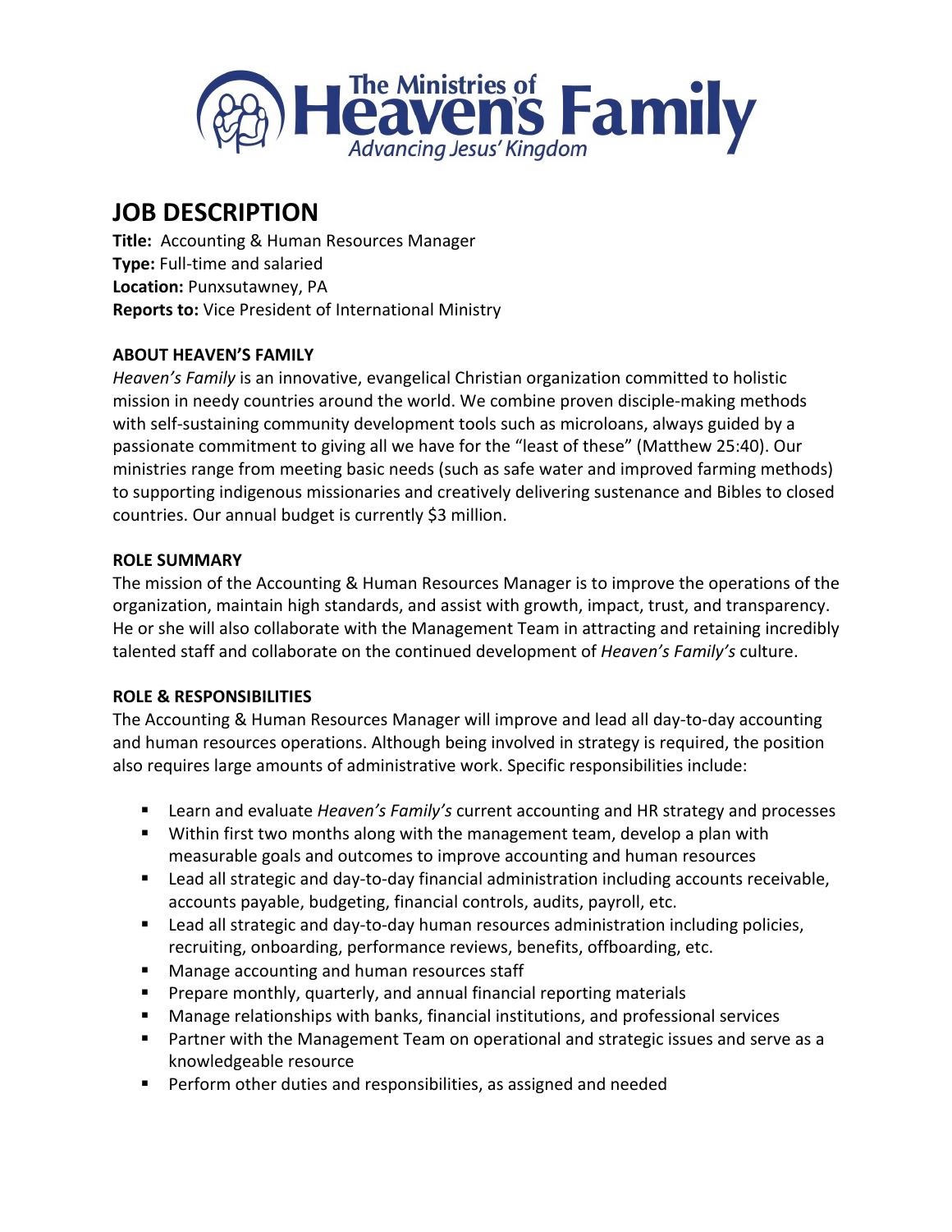The Ministries of Heaven's Family
*Advancing Jesus' Kingdom*

# JOB DESCRIPTION

**Title:** Accounting & Human Resources Manager
**Type:** Full-time and salaried
**Location:** Punxsutawney, PA
**Reports to:** Vice President of International Ministry

## ABOUT HEAVEN'S FAMILY

*Heaven's Family* is an innovative, evangelical Christian organization committed to holistic mission in needy countries around the world. We combine proven disciple-making methods with self-sustaining community development tools such as microloans, always guided by a passionate commitment to giving all we have for the "least of these" (Matthew 25:40). Our ministries range from meeting basic needs (such as safe water and improved farming methods) to supporting indigenous missionaries and creatively delivering sustenance and Bibles to closed countries. Our annual budget is currently $3 million.

## ROLE SUMMARY

The mission of the Accounting & Human Resources Manager is to improve the operations of the organization, maintain high standards, and assist with growth, impact, trust, and transparency. He or she will also collaborate with the Management Team in attracting and retaining incredibly talented staff and collaborate on the continued development of *Heaven's Family's* culture.

## ROLE & RESPONSIBILITIES

The Accounting & Human Resources Manager will improve and lead all day-to-day accounting and human resources operations. Although being involved in strategy is required, the position also requires large amounts of administrative work. Specific responsibilities include:

- Learn and evaluate *Heaven's Family's* current accounting and HR strategy and processes
- Within first two months along with the management team, develop a plan with measurable goals and outcomes to improve accounting and human resources
- Lead all strategic and day-to-day financial administration including accounts receivable, accounts payable, budgeting, financial controls, audits, payroll, etc.
- Lead all strategic and day-to-day human resources administration including policies, recruiting, onboarding, performance reviews, benefits, offboarding, etc.
- Manage accounting and human resources staff
- Prepare monthly, quarterly, and annual financial reporting materials
- Manage relationships with banks, financial institutions, and professional services
- Partner with the Management Team on operational and strategic issues and serve as a knowledgeable resource
- Perform other duties and responsibilities, as assigned and needed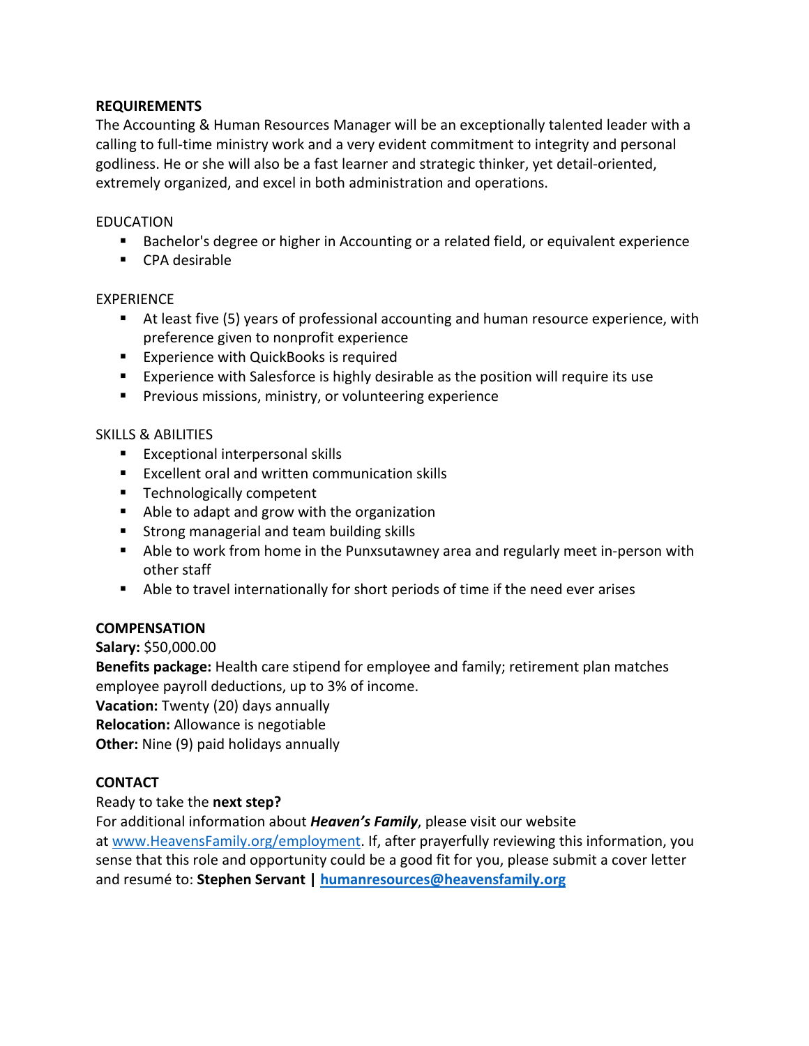## REQUIREMENTS

The Accounting & Human Resources Manager will be an exceptionally talented leader with a calling to full-time ministry work and a very evident commitment to integrity and personal godliness. He or she will also be a fast learner and strategic thinker, yet detail-oriented, extremely organized, and excel in both administration and operations.

### EDUCATION

- Bachelor's degree or higher in Accounting or a related field, or equivalent experience
- CPA desirable

### EXPERIENCE

- At least five (5) years of professional accounting and human resource experience, with preference given to nonprofit experience
- Experience with QuickBooks is required
- Experience with Salesforce is highly desirable as the position will require its use
- Previous missions, ministry, or volunteering experience

### SKILLS & ABILITIES

- Exceptional interpersonal skills
- Excellent oral and written communication skills
- Technologically competent
- Able to adapt and grow with the organization
- Strong managerial and team building skills
- Able to work from home in the Punxsutawney area and regularly meet in-person with other staff
- Able to travel internationally for short periods of time if the need ever arises

## COMPENSATION

**Salary:** $50,000.00
**Benefits package:** Health care stipend for employee and family; retirement plan matches employee payroll deductions, up to 3% of income.
**Vacation:** Twenty (20) days annually
**Relocation:** Allowance is negotiable
**Other:** Nine (9) paid holidays annually

## CONTACT

Ready to take the **next step?**
For additional information about ***Heaven's Family***, please visit our website at www.HeavensFamily.org/employment. If, after prayerfully reviewing this information, you sense that this role and opportunity could be a good fit for you, please submit a cover letter and resumé to: **Stephen Servant | humanresources@heavensfamily.org**